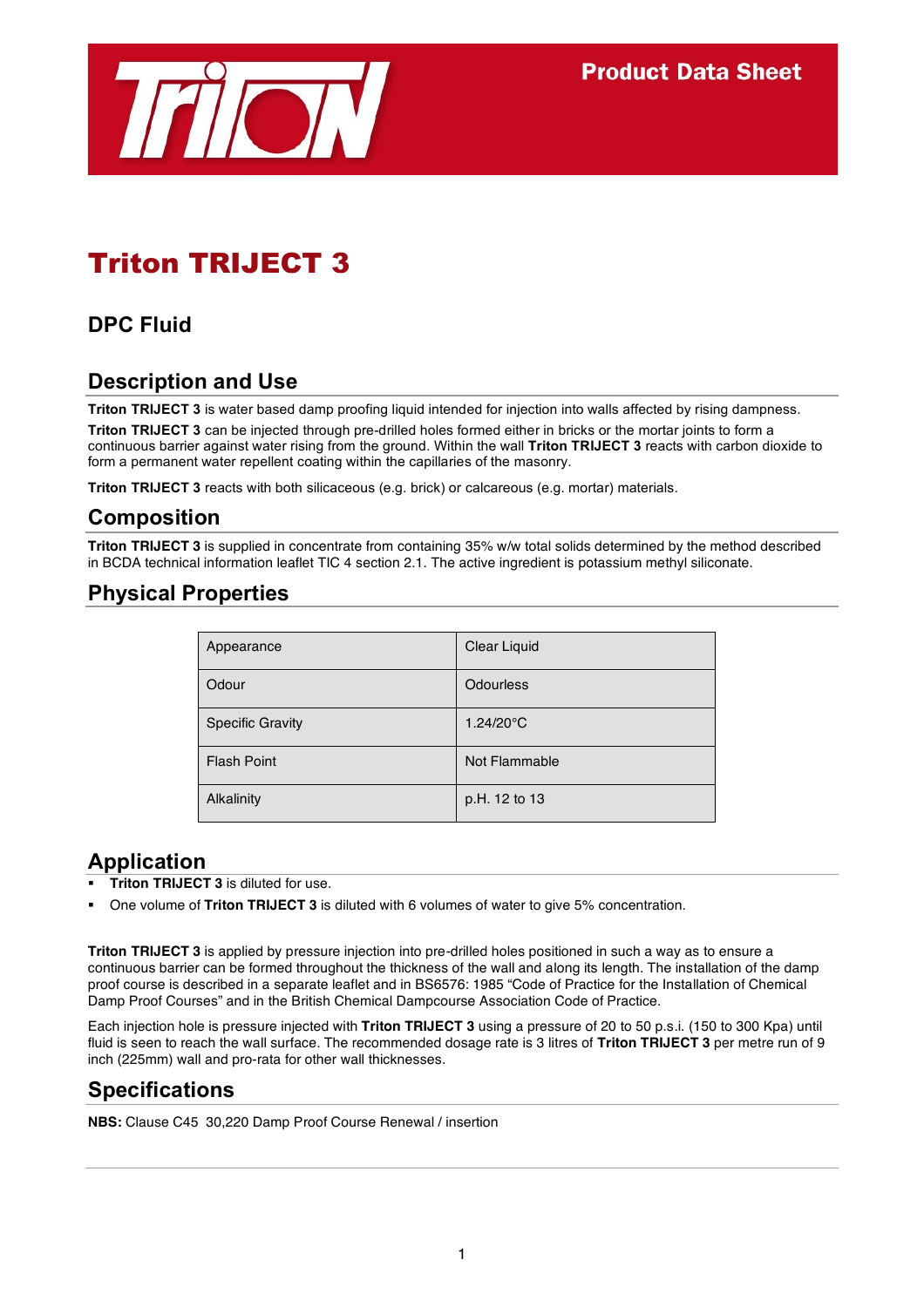Product Data Sheet

# Triton TRIJECT 3

## DPC Fluid

## Description and Use

**Triton TRIJECT 3** is water based damp proofing liquid intended for injection into walls affected by rising dampness.

**Triton TRIJECT 3** can be injected through pre-drilled holes formed either in bricks or the mortar joints to form a continuous barrier against water rising from the ground. Within the wall **Triton TRIJECT 3** reacts with carbon dioxide to form a permanent water repellent coating within the capillaries of the masonry.

**Triton TRIJECT 3** reacts with both silicaceous (e.g. brick) or calcareous (e.g. mortar) materials.

## Composition

**Triton TRIJECT 3** is supplied in concentrate from containing 35% w/w total solids determined by the method described in BCDA technical information leaflet TIC 4 section 2.1. The active ingredient is potassium methyl siliconate.

## Physical Properties

| | |
|---|---|
| Appearance | Clear Liquid |
| Odour | Odourless |
| Specific Gravity | 1.24/20°C |
| Flash Point | Not Flammable |
| Alkalinity | p.H. 12 to 13 |

## Application

- **Triton TRIJECT 3** is diluted for use.
- One volume of **Triton TRIJECT 3** is diluted with 6 volumes of water to give 5% concentration.

**Triton TRIJECT 3** is applied by pressure injection into pre-drilled holes positioned in such a way as to ensure a continuous barrier can be formed throughout the thickness of the wall and along its length. The installation of the damp proof course is described in a separate leaflet and in BS6576: 1985 "Code of Practice for the Installation of Chemical Damp Proof Courses" and in the British Chemical Dampcourse Association Code of Practice.

Each injection hole is pressure injected with **Triton TRIJECT 3** using a pressure of 20 to 50 p.s.i. (150 to 300 Kpa) until fluid is seen to reach the wall surface. The recommended dosage rate is 3 litres of **Triton TRIJECT 3** per metre run of 9 inch (225mm) wall and pro-rata for other wall thicknesses.

## Specifications

**NBS:** Clause C45 30,220 Damp Proof Course Renewal / insertion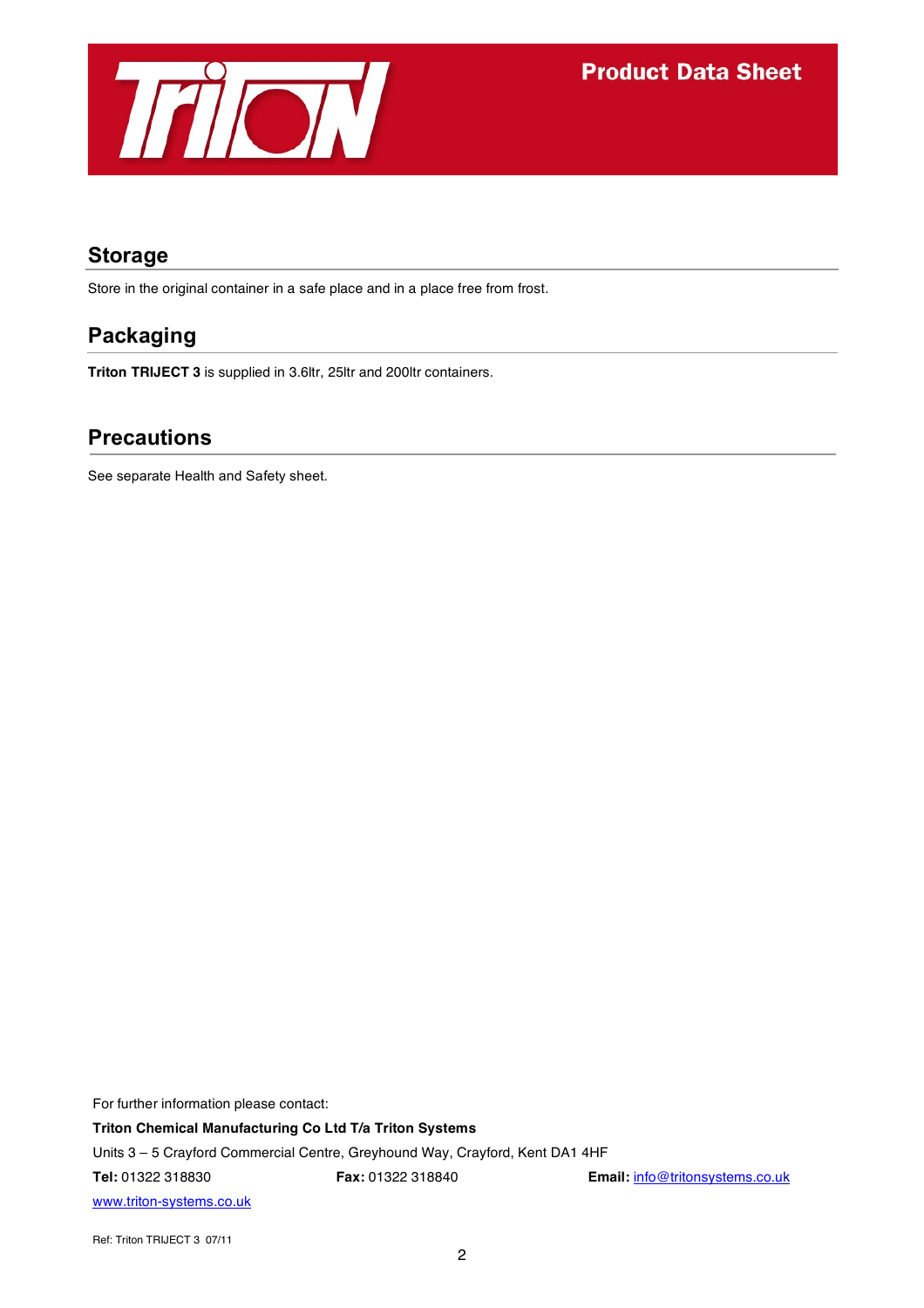## Storage

Store in the original container in a safe place and in a place free from frost.

## Packaging

**Triton TRIJECT 3** is supplied in 3.6ltr, 25ltr and 200ltr containers.

## Precautions

See separate Health and Safety sheet.

For further information please contact:

**Triton Chemical Manufacturing Co Ltd T/a Triton Systems**

Units 3 – 5 Crayford Commercial Centre, Greyhound Way, Crayford, Kent DA1 4HF

**Tel:** 01322 318830 **Fax:** 01322 318840 **Email:** info@tritonsystems.co.uk

www.triton-systems.co.uk

Ref: Triton TRIJECT 3 07/11